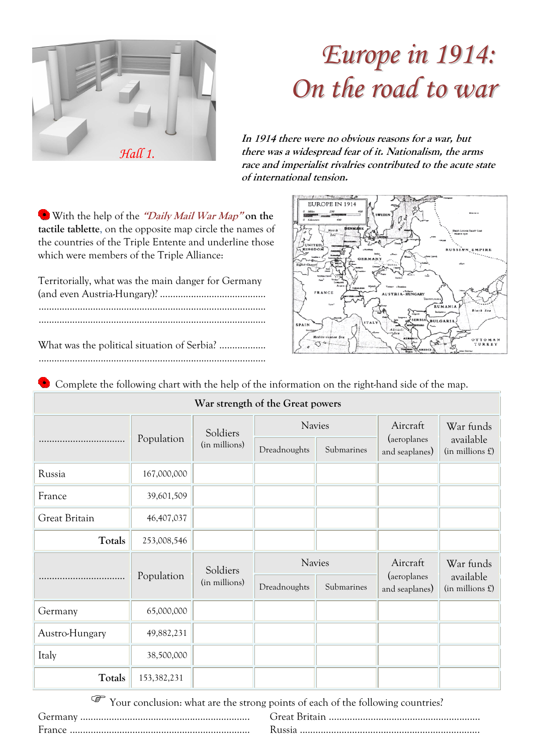Hall 1.

# Europe in 1914: On the road to war

***In 1914 there were no obvious reasons for a war, but there was a widespread fear of it. Nationalism, the arms race and imperialist rivalries contributed to the acute state of international tension.***

With the help of the ***"Daily Mail War Map"*** **on the tactile tablette**, on the opposite map circle the names of the countries of the Triple Entente and underline those which were members of the Triple Alliance:

Territorially, what was the main danger for Germany (and even Austria-Hungary)? .........................................
.......................................................................................
.......................................................................................

What was the political situation of Serbia? ..................
.......................................................................................

Complete the following chart with the help of the information on the right-hand side of the map.

**War strength of the Great powers**

| ................................ | Population | Soldiers (in millions) | Navies | | Aircraft (aeroplanes and seaplanes) | War funds available (in millions £) |
|---|---|---|---|---|---|---|
| | | | Dreadnoughts | Submarines | | |
| Russia | 167,000,000 | | | | | |
| France | 39,601,509 | | | | | |
| Great Britain | 46,407,037 | | | | | |
| **Totals** | 253,008,546 | | | | | |

| ................................ | Population | Soldiers (in millions) | Navies | | Aircraft (aeroplanes and seaplanes) | War funds available (in millions £) |
|---|---|---|---|---|---|---|
| | | | Dreadnoughts | Submarines | | |
| Germany | 65,000,000 | | | | | |
| Austro-Hungary | 49,882,231 | | | | | |
| Italy | 38,500,000 | | | | | |
| **Totals** | 153,382,231 | | | | | |

☞ Your conclusion: what are the strong points of each of the following countries?

Germany .................................................................

France ....................................................................

Great Britain .........................................................

Russia ....................................................................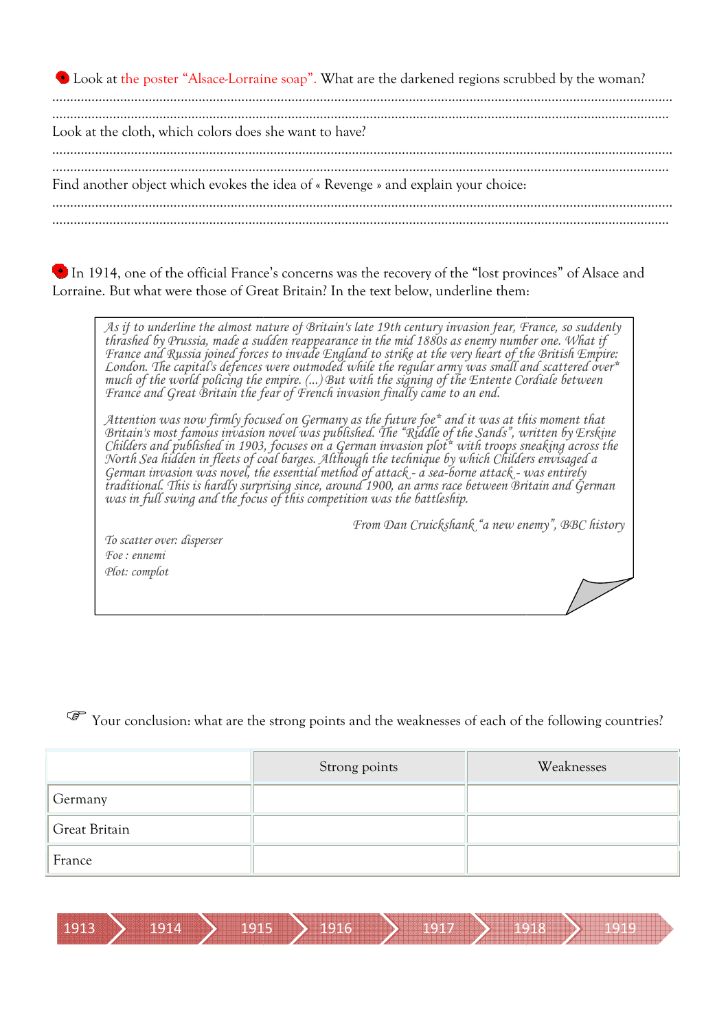Look at the poster "Alsace-Lorraine soap". What are the darkened regions scrubbed by the woman?

..................................................................................................................................................................

..................................................................................................................................................................

Look at the cloth, which colors does she want to have?

..................................................................................................................................................................

..................................................................................................................................................................

Find another object which evokes the idea of « Revenge » and explain your choice:

..................................................................................................................................................................

..................................................................................................................................................................

In 1914, one of the official France's concerns was the recovery of the "lost provinces" of Alsace and Lorraine. But what were those of Great Britain? In the text below, underline them:

> *As if to underline the almost nature of Britain's late 19th century invasion fear, France, so suddenly thrashed by Prussia, made a sudden reappearance in the mid 1880s as enemy number one. What if France and Russia joined forces to invade England to strike at the very heart of the British Empire: London. The capital's defences were outmoded while the regular army was small and scattered over\* much of the world policing the empire. (...) But with the signing of the Entente Cordiale between France and Great Britain the fear of French invasion finally came to an end.*
>
> *Attention was now firmly focused on Germany as the future foe\* and it was at this moment that Britain's most famous invasion novel was published. The "Riddle of the Sands", written by Erskine Childers and published in 1903, focuses on a German invasion plot\* with troops sneaking across the North Sea hidden in fleets of coal barges. Although the technique by which Childers envisaged a German invasion was novel, the essential method of attack - a sea-borne attack - was entirely traditional. This is hardly surprising since, around 1900, an arms race between Britain and German was in full swing and the focus of this competition was the battleship.*
>
> *From Dan Cruickshank "a new enemy", BBC history*
>
> *To scatter over: disperser*
> *Foe : ennemi*
> *Plot: complot*

☞ Your conclusion: what are the strong points and the weaknesses of each of the following countries?

| | Strong points | Weaknesses |
|---|---|---|
| Germany | | |
| Great Britain | | |
| France | | |

1913 – 1914 – 1915 – 1916 – 1917 – 1918 – 1919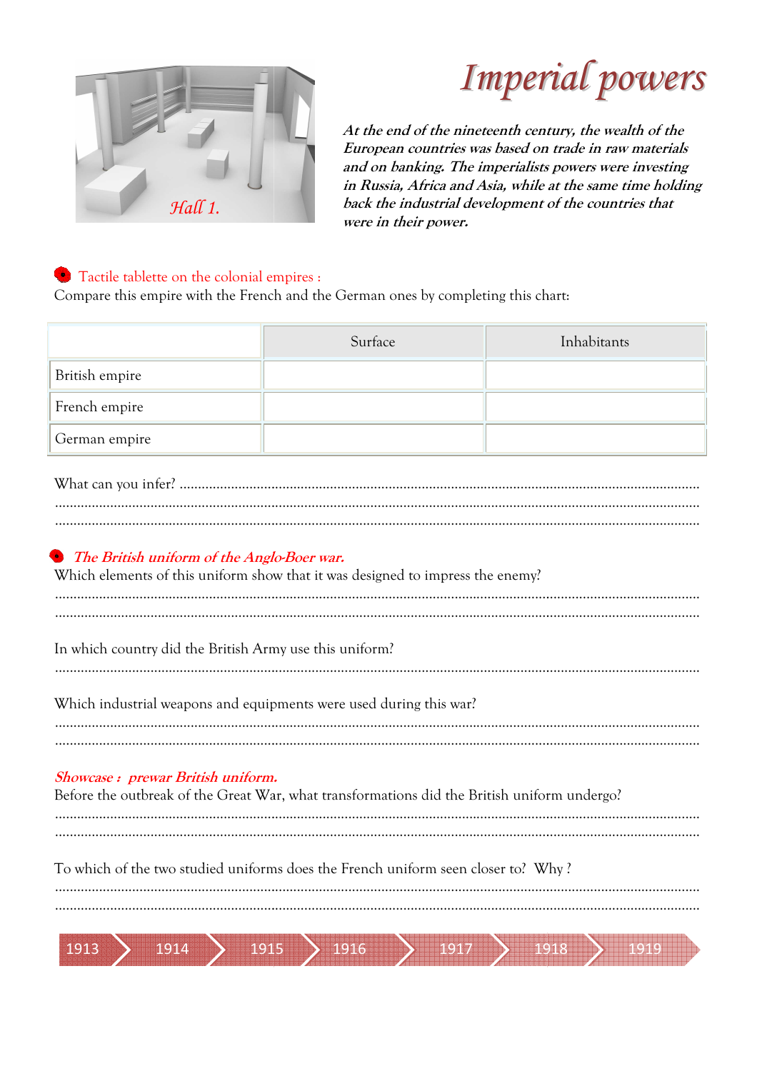Hall 1.

# Imperial powers

***At the end of the nineteenth century, the wealth of the European countries was based on trade in raw materials and on banking. The imperialists powers were investing in Russia, Africa and Asia, while at the same time holding back the industrial development of the countries that were in their power.***

Tactile tablette on the colonial empires :

Compare this empire with the French and the German ones by completing this chart:

| | Surface | Inhabitants |
|---|---|---|
| British empire | | |
| French empire | | |
| German empire | | |

What can you infer? ..........................................................................................................................................

..........................................................................................................................................

..........................................................................................................................................

***The British uniform of the Anglo-Boer war.***

Which elements of this uniform show that it was designed to impress the enemy?

..........................................................................................................................................

..........................................................................................................................................

In which country did the British Army use this uniform?

..........................................................................................................................................

Which industrial weapons and equipments were used during this war?

..........................................................................................................................................

..........................................................................................................................................

***Showcase : prewar British uniform.***

Before the outbreak of the Great War, what transformations did the British uniform undergo?

..........................................................................................................................................

..........................................................................................................................................

To which of the two studied uniforms does the French uniform seen closer to? Why ?

..........................................................................................................................................

..........................................................................................................................................

1913 1914 1915 1916 1917 1918 1919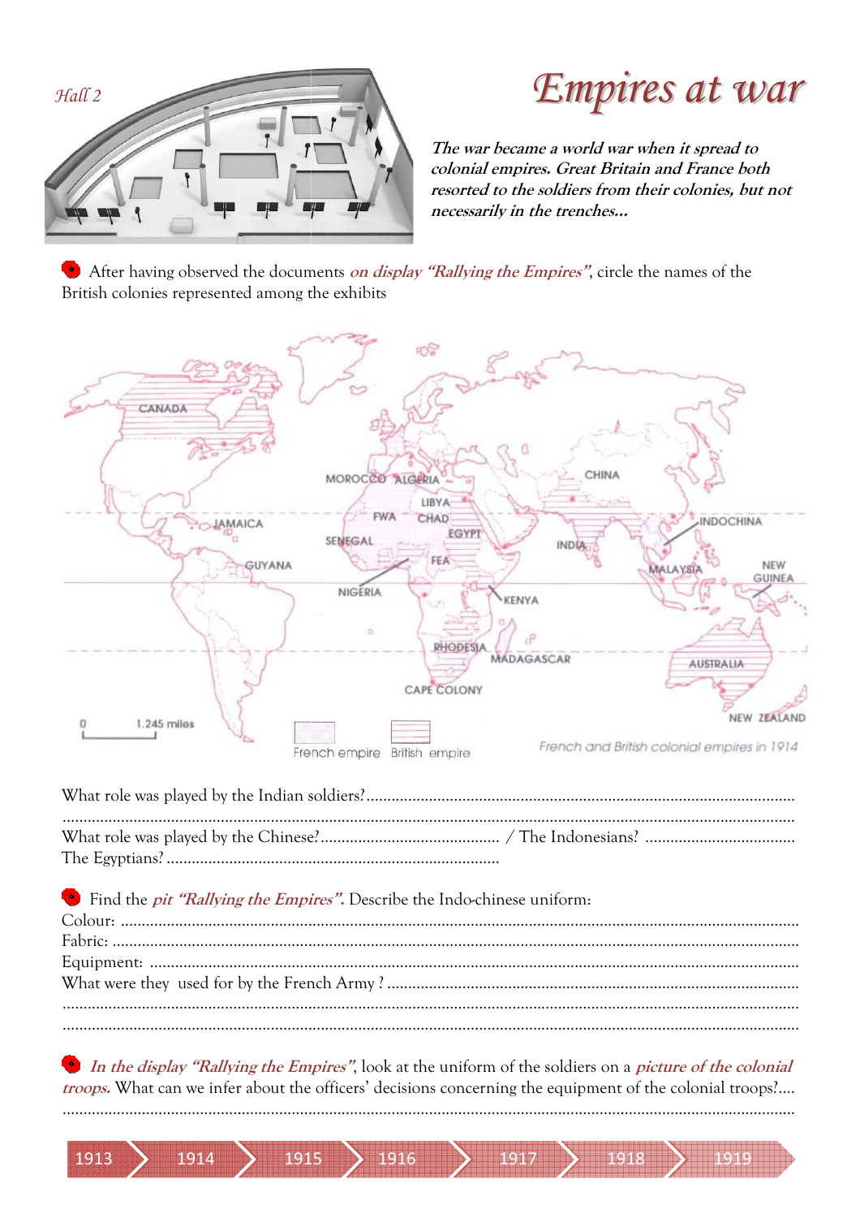Hall 2

# Empires at war

***The war became a world war when it spread to colonial empires. Great Britain and France both resorted to the soldiers from their colonies, but not necessarily in the trenches...***

After having observed the documents *on display "Rallying the Empires"*, circle the names of the British colonies represented among the exhibits

CANADA, MOROCCO, ALGERIA, LIBYA, CHINA, FWA, CHAD, EGYPT, INDOCHINA, JAMAICA, SENEGAL, INDIA, GUYANA, FEA, MALAYSIA, NEW GUINEA, NIGERIA, KENYA, RHODESIA, MADAGASCAR, AUSTRALIA, CAPE COLONY, NEW ZEALAND

0 — 1.245 miles

French empire — British empire

French and British colonial empires in 1914

What role was played by the Indian soldiers?......................................................................................
..........................................................................................................................................................
What role was played by the Chinese?.......................................... / The Indonesians? ....................................
The Egyptians? ................................................................................

Find the *pit "Rallying the Empires".* Describe the Indo-chinese uniform:
Colour: ...............................................................................................................................................
Fabric: ...............................................................................................................................................
Equipment: ..........................................................................................................................................
What were they used for by the French Army ? ..................................................................................
..........................................................................................................................................................
..........................................................................................................................................................

*In the display "Rallying the Empires"*, look at the uniform of the soldiers on a *picture of the colonial troops.* What can we infer about the officers' decisions concerning the equipment of the colonial troops?....
..........................................................................................................................................................

1913 | 1914 | 1915 | 1916 | 1917 | 1918 | 1919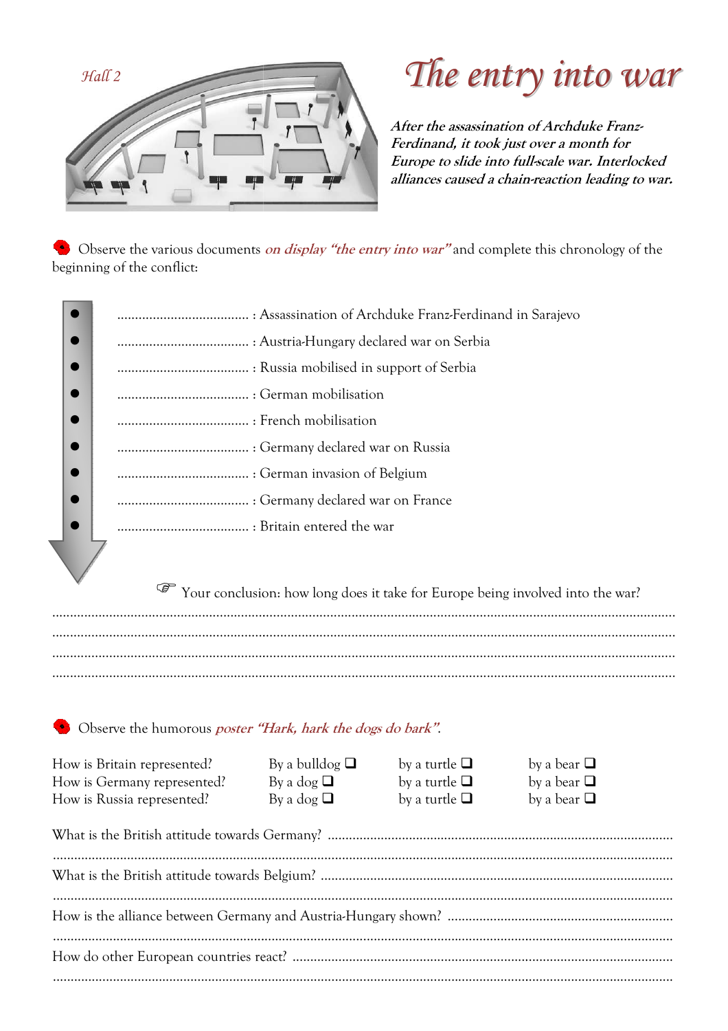Hall 2

# The entry into war

***After the assassination of Archduke Franz-Ferdinand, it took just over a month for Europe to slide into full-scale war. Interlocked alliances caused a chain-reaction leading to war.***

Observe the various documents *on display "the entry into war"* and complete this chronology of the beginning of the conflict:

- ..................................... : Assassination of Archduke Franz-Ferdinand in Sarajevo
- ..................................... : Austria-Hungary declared war on Serbia
- ..................................... : Russia mobilised in support of Serbia
- ..................................... : German mobilisation
- ..................................... : French mobilisation
- ..................................... : Germany declared war on Russia
- ..................................... : German invasion of Belgium
- ..................................... : Germany declared war on France
- ..................................... : Britain entered the war

☞ Your conclusion: how long does it take for Europe being involved into the war?

.......................................................................................................................................................

.......................................................................................................................................................

.......................................................................................................................................................

.......................................................................................................................................................

Observe the humorous *poster "Hark, hark the dogs do bark"*.

| | | | |
|---|---|---|---|
| How is Britain represented? | By a bulldog ❑ | by a turtle ❑ | by a bear ❑ |
| How is Germany represented? | By a dog ❑ | by a turtle ❑ | by a bear ❑ |
| How is Russia represented? | By a dog ❑ | by a turtle ❑ | by a bear ❑ |

What is the British attitude towards Germany? ..........................................................................................

.......................................................................................................................................................

What is the British attitude towards Belgium? ............................................................................................

.......................................................................................................................................................

How is the alliance between Germany and Austria-Hungary shown? ...........................................................

.......................................................................................................................................................

How do other European countries react? ...................................................................................................

.......................................................................................................................................................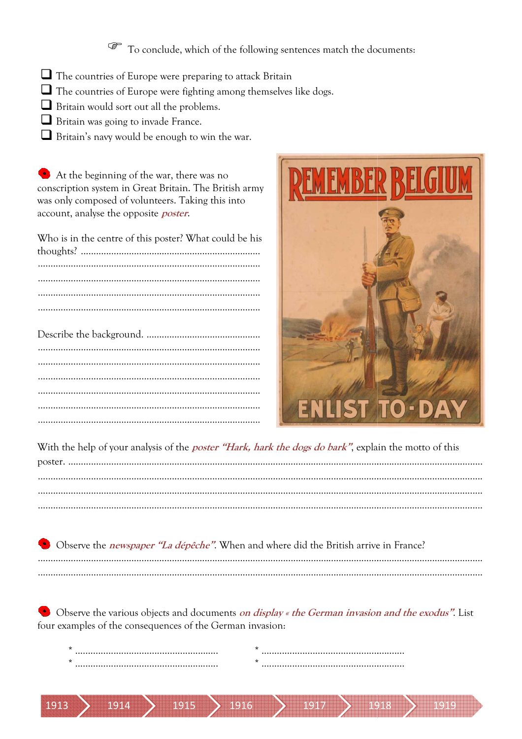☞ To conclude, which of the following sentences match the documents:

- ❑ The countries of Europe were preparing to attack Britain
- ❑ The countries of Europe were fighting among themselves like dogs.
- ❑ Britain would sort out all the problems.
- ❑ Britain was going to invade France.
- ❑ Britain's navy would be enough to win the war.

At the beginning of the war, there was no conscription system in Great Britain. The British army was only composed of volunteers. Taking this into account, analyse the opposite *poster*.

Who is in the centre of this poster? What could be his thoughts? ..........................................................................
..........................................................................................
..........................................................................................
..........................................................................................
..........................................................................................

Describe the background. .............................................
..........................................................................................
..........................................................................................
..........................................................................................
..........................................................................................
..........................................................................................
..........................................................................................

REMEMBER BELGIUM

ENLIST TO-DAY

With the help of your analysis of the *poster "Hark, hark the dogs do bark"*, explain the motto of this poster. ..........................................................................................................................
..........................................................................................................................................
..........................................................................................................................................
..........................................................................................................................................

Observe the *newspaper "La dépêche"*. When and where did the British arrive in France?
..........................................................................................................................................
..........................................................................................................................................

Observe the various objects and documents *on display « the German invasion and the exodus"*. List four examples of the consequences of the German invasion:

- ........................................................ 
- ........................................................
- ........................................................
- ........................................................

1913 | 1914 | 1915 | 1916 | 1917 | 1918 | 1919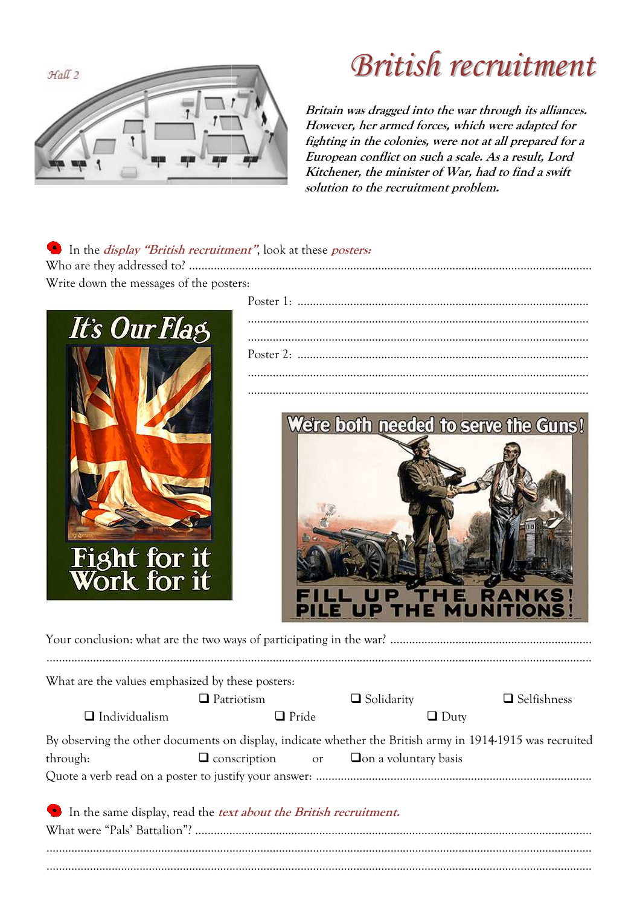Hall 2

# British recruitment

***Britain was dragged into the war through its alliances. However, her armed forces, which were adapted for fighting in the colonies, were not at all prepared for a European conflict on such a scale. As a result, Lord Kitchener, the minister of War, had to find a swift solution to the recruitment problem.***

In the *display "British recruitment"*, look at these *posters:*

Who are they addressed to? ......................................................................................................................

Write down the messages of the posters:

Poster 1: ..........................................................................................

..........................................................................................................

..........................................................................................................

Poster 2: ..........................................................................................

..........................................................................................................

..........................................................................................................

It's Our Flag

Fight for it
Work for it

We're both needed to serve the Guns!

FILL UP THE RANKS!
PILE UP THE MUNITIONS!

Your conclusion: what are the two ways of participating in the war? .................................................................

..............................................................................................................................................................

What are the values emphasized by these posters:

- ❑ Patriotism
- ❑ Solidarity
- ❑ Selfishness
- ❑ Individualism
- ❑ Pride
- ❑ Duty

By observing the other documents on display, indicate whether the British army in 1914-1915 was recruited through: ❑ conscription or ❑ on a voluntary basis

Quote a verb read on a poster to justify your answer: .........................................................................................

In the same display, read the *text about the British recruitment.*

What were "Pals' Battalion"? ...............................................................................................................................

..............................................................................................................................................................

..............................................................................................................................................................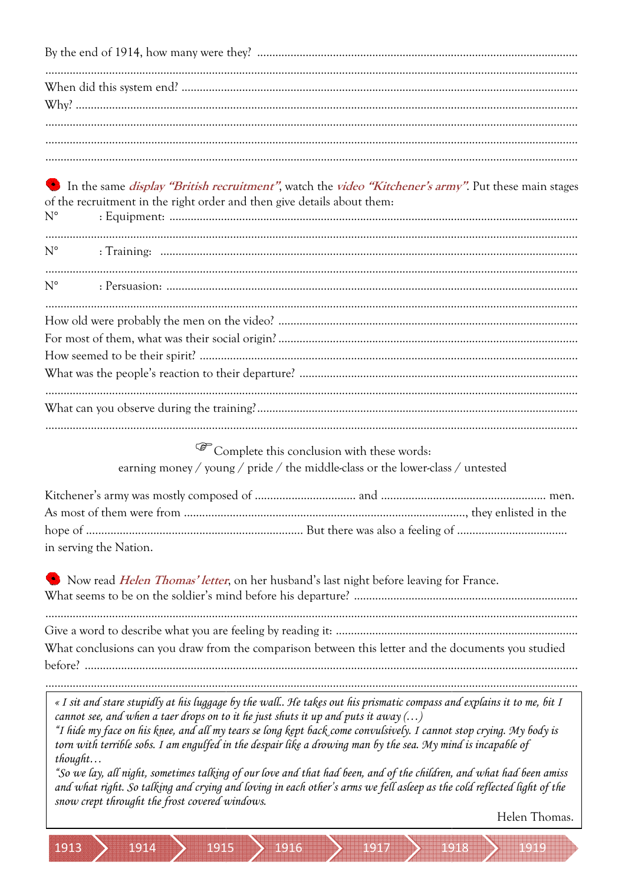By the end of 1914, how many were they? ..........................................................................................

..........................................................................................................................................

When did this system end? ..............................................................................................

Why? ...................................................................................................................................

..........................................................................................................................................

..........................................................................................................................................

..........................................................................................................................................

In the same *display "British recruitment"*, watch the *video "Kitchener's army"*. Put these main stages of the recruitment in the right order and then give details about them:

N° : Equipment: ..............................................................................................................

..........................................................................................................................................

N° : Training: .................................................................................................................

..........................................................................................................................................

N° : Persuasion: ...............................................................................................................

..........................................................................................................................................

How old were probably the men on the video? ...................................................................

For most of them, what was their social origin? ...................................................................

How seemed to be their spirit? ..........................................................................................

What was the people's reaction to their departure? ...............................................................

..........................................................................................................................................

What can you observe during the training? ...........................................................................

..........................................................................................................................................

☞ Complete this conclusion with these words:

earning money / young / pride / the middle-class or the lower-class / untested

Kitchener's army was mostly composed of ................................ and ...................................................... men. As most of them were from ..........................................................................................., they enlisted in the hope of ...................................................................... But there was also a feeling of ................................... in serving the Nation.

Now read *Helen Thomas' letter*, on her husband's last night before leaving for France.

What seems to be on the soldier's mind before his departure? ...................................................

..........................................................................................................................................

Give a word to describe what you are feeling by reading it: ...................................................

What conclusions can you draw from the comparison between this letter and the documents you studied before? ...........................................................................................................................

..........................................................................................................................................

> *« I sit and stare stupidly at his luggage by the wall.. He takes out his prismatic compass and explains it to me, bit I cannot see, and when a taer drops on to it he just shuts it up and puts it away (…)*
>
> *"I hide my face on his knee, and all my tears se long kept back come convulsively. I cannot stop crying. My body is torn with terrible sobs. I am engulfed in the despair like a drowing man by the sea. My mind is incapable of thought…*
>
> *"So we lay, all night, sometimes talking of our love and that had been, and of the children, and what had been amiss and what right. So talking and crying and loving in each other's arms we fell asleep as the cold reflected light of the snow crept throught the frost covered windows.*
>
> Helen Thomas.

1913 › 1914 › 1915 › 1916 › 1917 › 1918 › 1919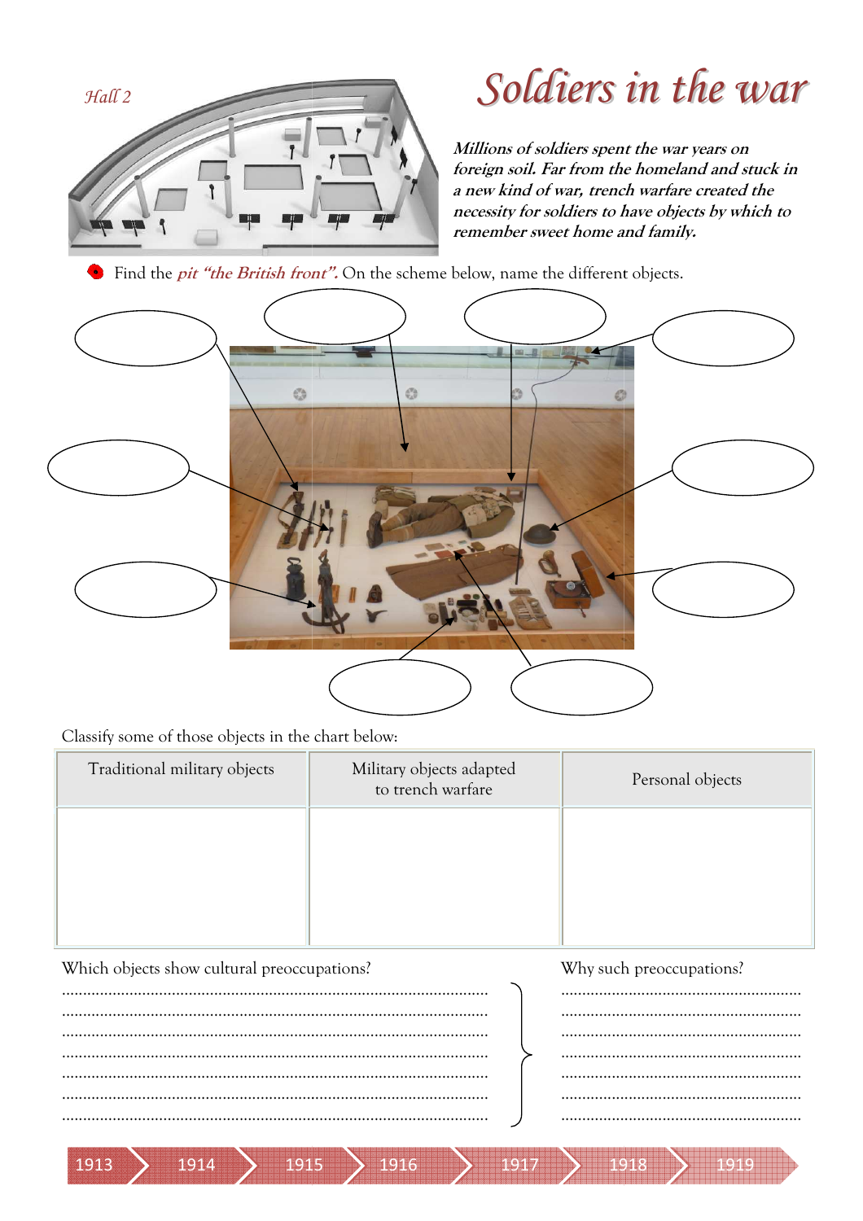Hall 2

# Soldiers in the war

***Millions of soldiers spent the war years on foreign soil. Far from the homeland and stuck in a new kind of war, trench warfare created the necessity for soldiers to have objects by which to remember sweet home and family.***

Find the ***pit "the British front".*** On the scheme below, name the different objects.

Classify some of those objects in the chart below:

| Traditional military objects | Military objects adapted to trench warfare | Personal objects |
| --- | --- | --- |
| | | |

Which objects show cultural preoccupations?

.......................................................................................................

.......................................................................................................

.......................................................................................................

.......................................................................................................

.......................................................................................................

.......................................................................................................

.......................................................................................................

Why such preoccupations?

........................................................

........................................................

........................................................

........................................................

........................................................

........................................................

........................................................

1913 | 1914 | 1915 | 1916 | 1917 | 1918 | 1919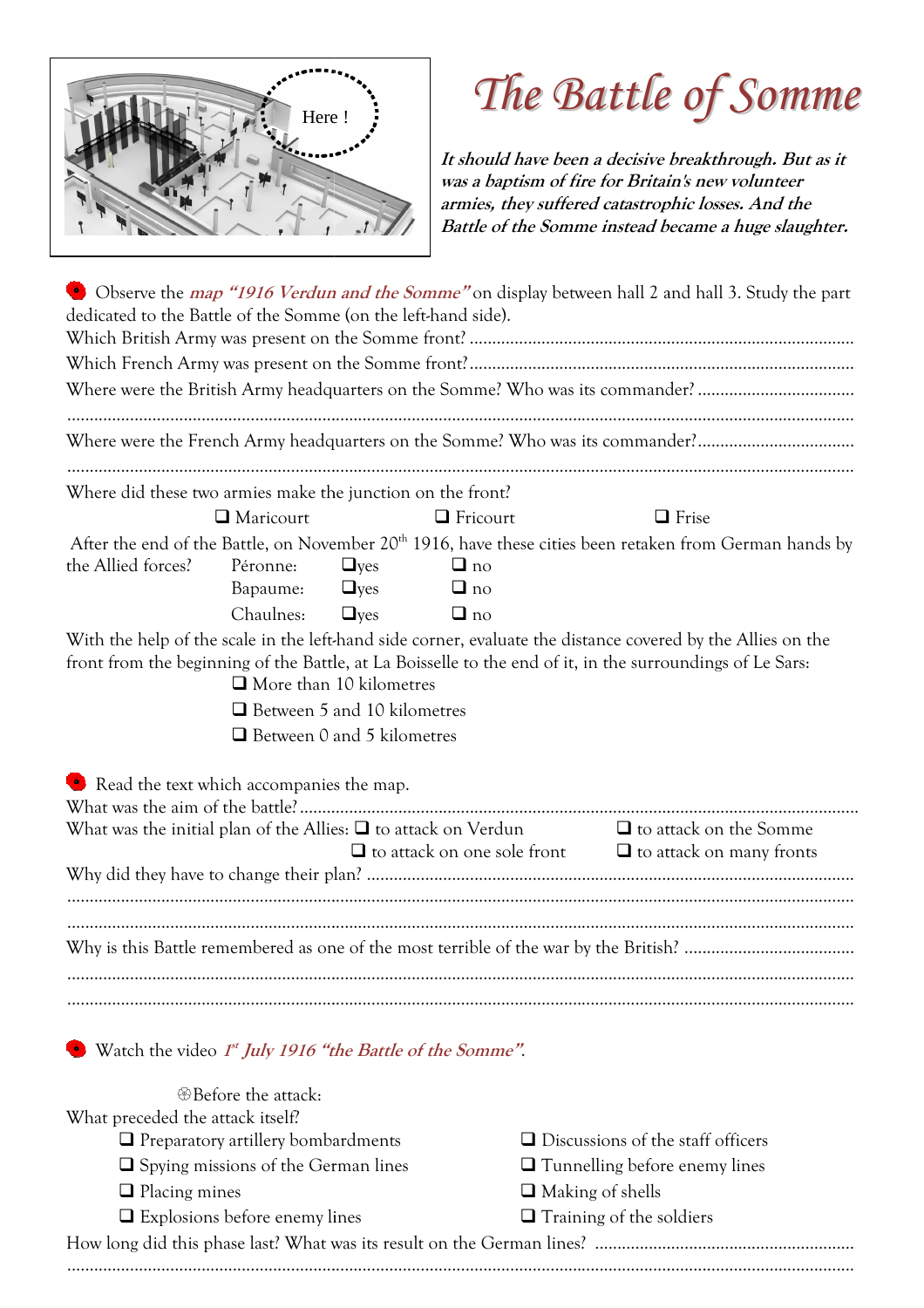Here !

# The Battle of Somme

***It should have been a decisive breakthrough. But as it was a baptism of fire for Britain's new volunteer armies, they suffered catastrophic losses. And the Battle of the Somme instead became a huge slaughter.***

Observe the ***map "1916 Verdun and the Somme"*** on display between hall 2 and hall 3. Study the part dedicated to the Battle of the Somme (on the left-hand side).

Which British Army was present on the Somme front? ........................................................................................

Which French Army was present on the Somme front? ........................................................................................

Where were the British Army headquarters on the Somme? Who was its commander? ..................................

..........................................................................................................................................................

Where were the French Army headquarters on the Somme? Who was its commander? ..................................

..........................................................................................................................................................

Where did these two armies make the junction on the front?

❑ Maricourt ❑ Fricourt ❑ Frise

After the end of the Battle, on November 20th 1916, have these cities been retaken from German hands by the Allied forces?

Péronne: ❑ yes ❑ no

Bapaume: ❑ yes ❑ no

Chaulnes: ❑ yes ❑ no

With the help of the scale in the left-hand side corner, evaluate the distance covered by the Allies on the front from the beginning of the Battle, at La Boisselle to the end of it, in the surroundings of Le Sars:

❑ More than 10 kilometres

❑ Between 5 and 10 kilometres

❑ Between 0 and 5 kilometres

Read the text which accompanies the map.

What was the aim of the battle? ..........................................................................................................

What was the initial plan of the Allies: ❑ to attack on Verdun ❑ to attack on the Somme

❑ to attack on one sole front ❑ to attack on many fronts

Why did they have to change their plan? ..........................................................................................

..........................................................................................................................................................

..........................................................................................................................................................

Why is this Battle remembered as one of the most terrible of the war by the British? ...............................

..........................................................................................................................................................

..........................................................................................................................................................

Watch the video ***1st July 1916 "the Battle of the Somme"***.

Before the attack:

What preceded the attack itself?

❑ Preparatory artillery bombardments ❑ Discussions of the staff officers

❑ Spying missions of the German lines ❑ Tunnelling before enemy lines

❑ Placing mines ❑ Making of shells

❑ Explosions before enemy lines ❑ Training of the soldiers

How long did this phase last? What was its result on the German lines? ...................................................

..........................................................................................................................................................